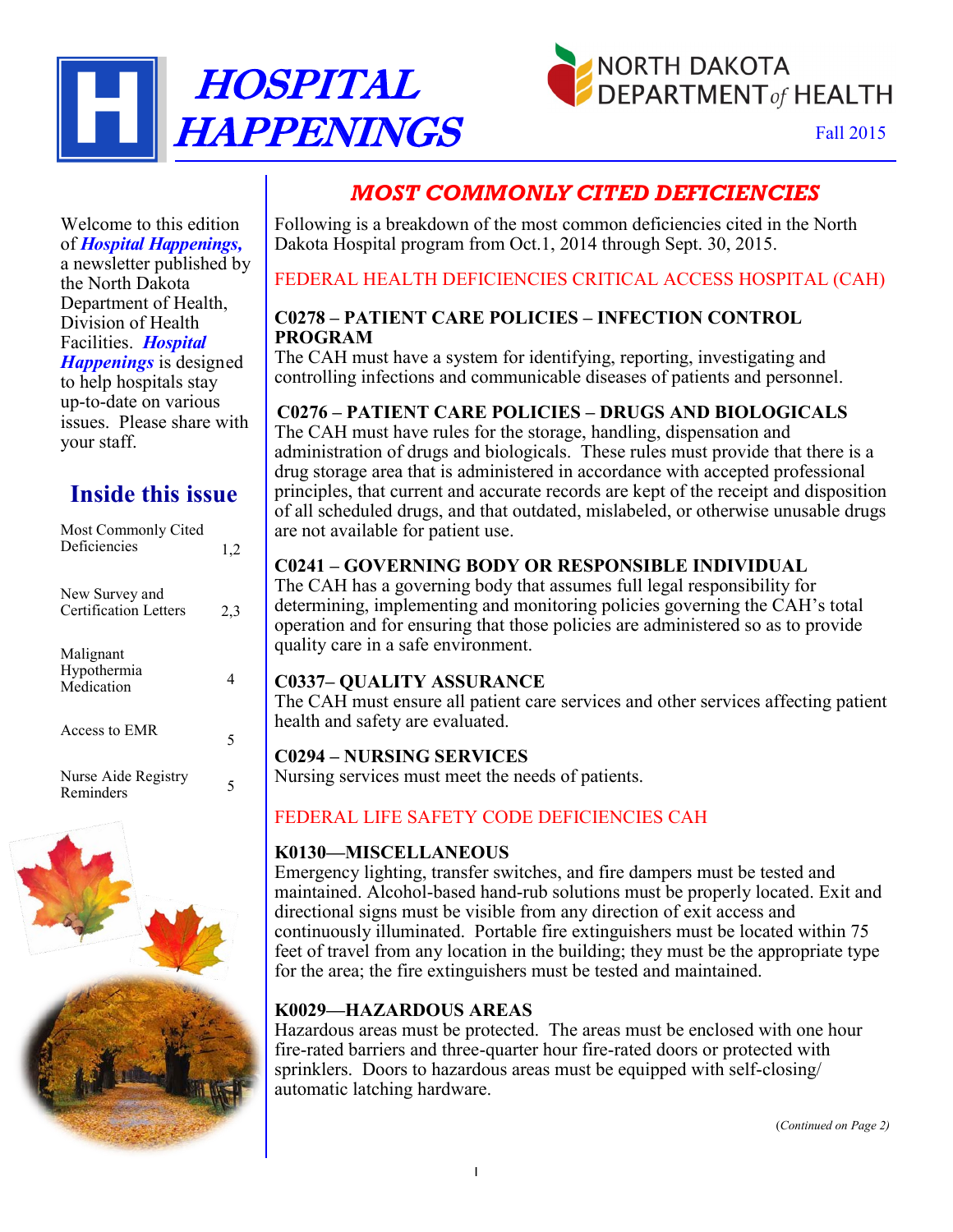# HOSPITAL HAPPENINGS

NORTH DAKOTA DEPARTMENT *of* HEALTH

Fall 2015

Welcome to this edition of ***Hospital Happenings,*** a newsletter published by the North Dakota Department of Health, Division of Health Facilities. ***Hospital Happenings*** is designed to help hospitals stay up-to-date on various issues. Please share with your staff.

## Inside this issue

| | |
|---|---|
| Most Commonly Cited Deficiencies | 1,2 |
| New Survey and Certification Letters | 2,3 |
| Malignant Hypothermia Medication | 4 |
| Access to EMR | 5 |
| Nurse Aide Registry Reminders | 5 |

## *MOST COMMONLY CITED DEFICIENCIES*

Following is a breakdown of the most common deficiencies cited in the North Dakota Hospital program from Oct.1, 2014 through Sept. 30, 2015.

### FEDERAL HEALTH DEFICIENCIES CRITICAL ACCESS HOSPITAL (CAH)

**C0278 – PATIENT CARE POLICIES – INFECTION CONTROL PROGRAM**
The CAH must have a system for identifying, reporting, investigating and controlling infections and communicable diseases of patients and personnel.

**C0276 – PATIENT CARE POLICIES – DRUGS AND BIOLOGICALS**
The CAH must have rules for the storage, handling, dispensation and administration of drugs and biologicals. These rules must provide that there is a drug storage area that is administered in accordance with accepted professional principles, that current and accurate records are kept of the receipt and disposition of all scheduled drugs, and that outdated, mislabeled, or otherwise unusable drugs are not available for patient use.

**C0241 – GOVERNING BODY OR RESPONSIBLE INDIVIDUAL**
The CAH has a governing body that assumes full legal responsibility for determining, implementing and monitoring policies governing the CAH's total operation and for ensuring that those policies are administered so as to provide quality care in a safe environment.

**C0337– QUALITY ASSURANCE**
The CAH must ensure all patient care services and other services affecting patient health and safety are evaluated.

**C0294 – NURSING SERVICES**
Nursing services must meet the needs of patients.

### FEDERAL LIFE SAFETY CODE DEFICIENCIES CAH

**K0130—MISCELLANEOUS**
Emergency lighting, transfer switches, and fire dampers must be tested and maintained. Alcohol-based hand-rub solutions must be properly located. Exit and directional signs must be visible from any direction of exit access and continuously illuminated. Portable fire extinguishers must be located within 75 feet of travel from any location in the building; they must be the appropriate type for the area; the fire extinguishers must be tested and maintained.

**K0029—HAZARDOUS AREAS**
Hazardous areas must be protected. The areas must be enclosed with one hour fire-rated barriers and three-quarter hour fire-rated doors or protected with sprinklers. Doors to hazardous areas must be equipped with self-closing/ automatic latching hardware.

(*Continued on Page 2)*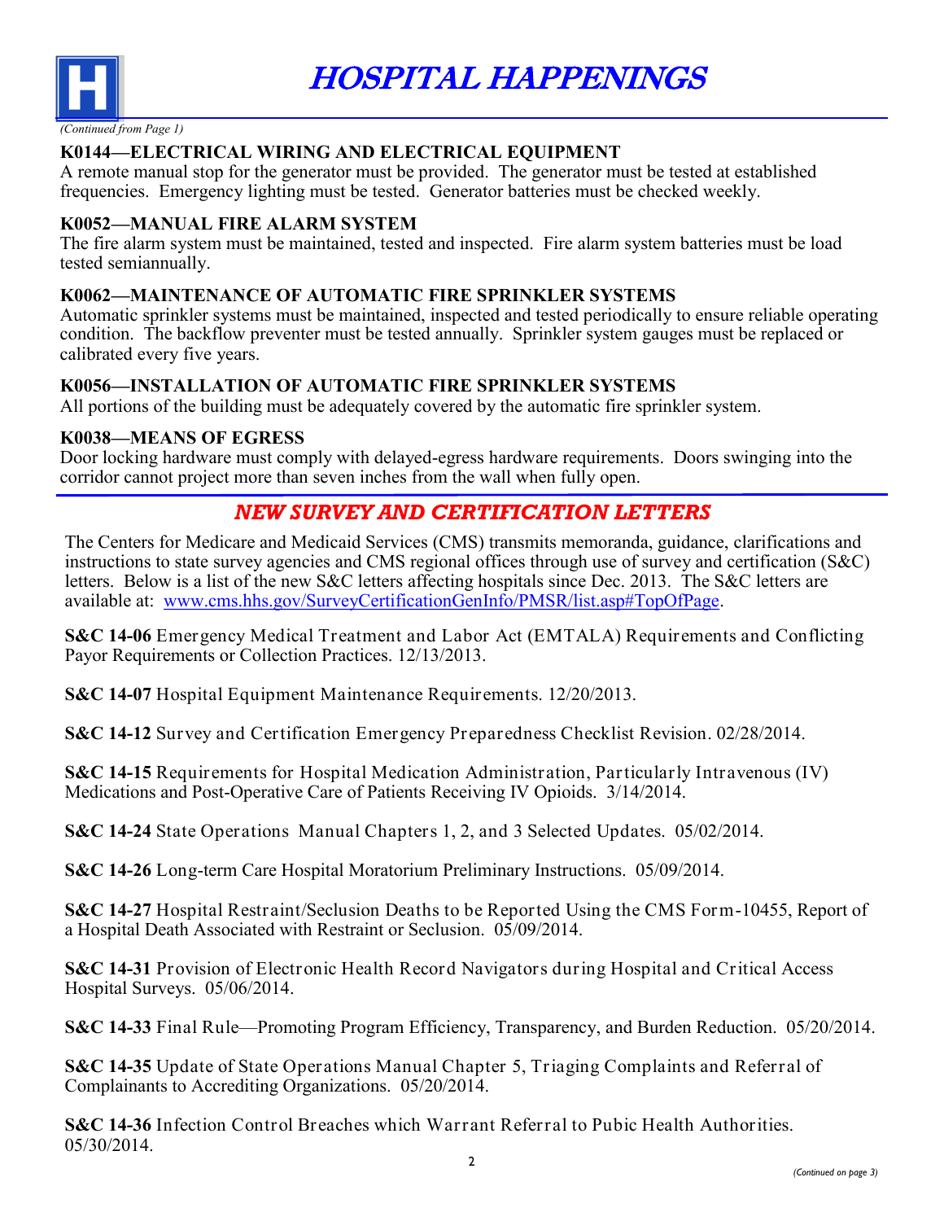*(Continued from Page 1)*

### K0144—ELECTRICAL WIRING AND ELECTRICAL EQUIPMENT

A remote manual stop for the generator must be provided. The generator must be tested at established frequencies. Emergency lighting must be tested. Generator batteries must be checked weekly.

### K0052—MANUAL FIRE ALARM SYSTEM

The fire alarm system must be maintained, tested and inspected. Fire alarm system batteries must be load tested semiannually.

### K0062—MAINTENANCE OF AUTOMATIC FIRE SPRINKLER SYSTEMS

Automatic sprinkler systems must be maintained, inspected and tested periodically to ensure reliable operating condition. The backflow preventer must be tested annually. Sprinkler system gauges must be replaced or calibrated every five years.

### K0056—INSTALLATION OF AUTOMATIC FIRE SPRINKLER SYSTEMS

All portions of the building must be adequately covered by the automatic fire sprinkler system.

### K0038—MEANS OF EGRESS

Door locking hardware must comply with delayed-egress hardware requirements. Doors swinging into the corridor cannot project more than seven inches from the wall when fully open.

## *NEW SURVEY AND CERTIFICATION LETTERS*

The Centers for Medicare and Medicaid Services (CMS) transmits memoranda, guidance, clarifications and instructions to state survey agencies and CMS regional offices through use of survey and certification (S&C) letters. Below is a list of the new S&C letters affecting hospitals since Dec. 2013. The S&C letters are available at: www.cms.hhs.gov/SurveyCertificationGenInfo/PMSR/list.asp#TopOfPage.

**S&C 14-06** Emergency Medical Treatment and Labor Act (EMTALA) Requirements and Conflicting Payor Requirements or Collection Practices. 12/13/2013.

**S&C 14-07** Hospital Equipment Maintenance Requirements. 12/20/2013.

**S&C 14-12** Survey and Certification Emergency Preparedness Checklist Revision. 02/28/2014.

**S&C 14-15** Requirements for Hospital Medication Administration, Particularly Intravenous (IV) Medications and Post-Operative Care of Patients Receiving IV Opioids. 3/14/2014.

**S&C 14-24** State Operations Manual Chapters 1, 2, and 3 Selected Updates. 05/02/2014.

**S&C 14-26** Long-term Care Hospital Moratorium Preliminary Instructions. 05/09/2014.

**S&C 14-27** Hospital Restraint/Seclusion Deaths to be Reported Using the CMS Form-10455, Report of a Hospital Death Associated with Restraint or Seclusion. 05/09/2014.

**S&C 14-31** Provision of Electronic Health Record Navigators during Hospital and Critical Access Hospital Surveys. 05/06/2014.

**S&C 14-33** Final Rule—Promoting Program Efficiency, Transparency, and Burden Reduction. 05/20/2014.

**S&C 14-35** Update of State Operations Manual Chapter 5, Triaging Complaints and Referral of Complainants to Accrediting Organizations. 05/20/2014.

**S&C 14-36** Infection Control Breaches which Warrant Referral to Pubic Health Authorities. 05/30/2014.

*(Continued on page 3)*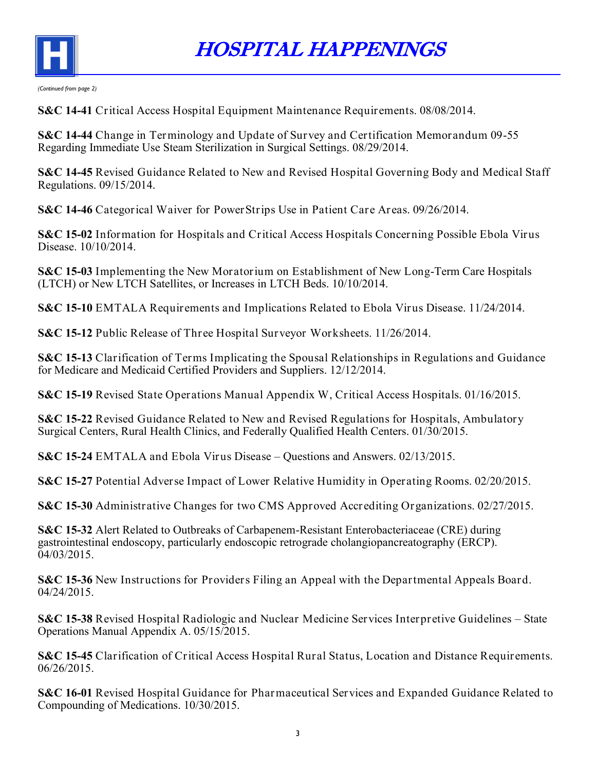*(Continued from page 2)*

**S&C 14-41** Critical Access Hospital Equipment Maintenance Requirements. 08/08/2014.

**S&C 14-44** Change in Terminology and Update of Survey and Certification Memorandum 09-55 Regarding Immediate Use Steam Sterilization in Surgical Settings. 08/29/2014.

**S&C 14-45** Revised Guidance Related to New and Revised Hospital Governing Body and Medical Staff Regulations. 09/15/2014.

**S&C 14-46** Categorical Waiver for PowerStrips Use in Patient Care Areas. 09/26/2014.

**S&C 15-02** Information for Hospitals and Critical Access Hospitals Concerning Possible Ebola Virus Disease. 10/10/2014.

**S&C 15-03** Implementing the New Moratorium on Establishment of New Long-Term Care Hospitals (LTCH) or New LTCH Satellites, or Increases in LTCH Beds. 10/10/2014.

**S&C 15-10** EMTALA Requirements and Implications Related to Ebola Virus Disease. 11/24/2014.

**S&C 15-12** Public Release of Three Hospital Surveyor Worksheets. 11/26/2014.

**S&C 15-13** Clarification of Terms Implicating the Spousal Relationships in Regulations and Guidance for Medicare and Medicaid Certified Providers and Suppliers. 12/12/2014.

**S&C 15-19** Revised State Operations Manual Appendix W, Critical Access Hospitals. 01/16/2015.

**S&C 15-22** Revised Guidance Related to New and Revised Regulations for Hospitals, Ambulatory Surgical Centers, Rural Health Clinics, and Federally Qualified Health Centers. 01/30/2015.

**S&C 15-24** EMTALA and Ebola Virus Disease – Questions and Answers. 02/13/2015.

**S&C 15-27** Potential Adverse Impact of Lower Relative Humidity in Operating Rooms. 02/20/2015.

**S&C 15-30** Administrative Changes for two CMS Approved Accrediting Organizations. 02/27/2015.

**S&C 15-32** Alert Related to Outbreaks of Carbapenem-Resistant Enterobacteriaceae (CRE) during gastrointestinal endoscopy, particularly endoscopic retrograde cholangiopancreatography (ERCP). 04/03/2015.

**S&C 15-36** New Instructions for Providers Filing an Appeal with the Departmental Appeals Board. 04/24/2015.

**S&C 15-38** Revised Hospital Radiologic and Nuclear Medicine Services Interpretive Guidelines – State Operations Manual Appendix A. 05/15/2015.

**S&C 15-45** Clarification of Critical Access Hospital Rural Status, Location and Distance Requirements. 06/26/2015.

**S&C 16-01** Revised Hospital Guidance for Pharmaceutical Services and Expanded Guidance Related to Compounding of Medications. 10/30/2015.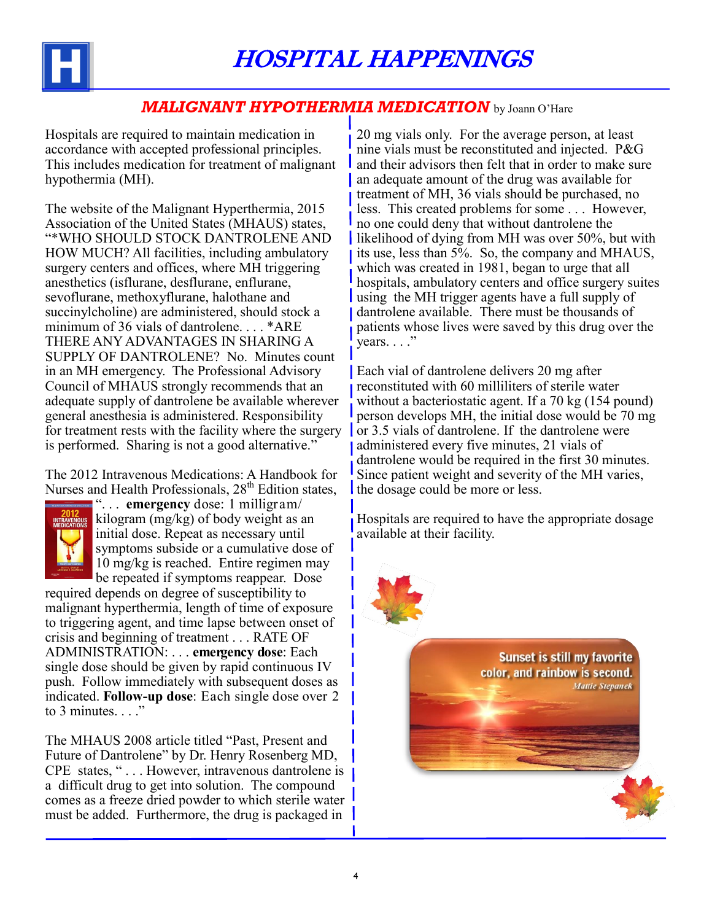# HOSPITAL HAPPENINGS

## *MALIGNANT HYPOTHERMIA MEDICATION* by Joann O'Hare

Hospitals are required to maintain medication in accordance with accepted professional principles. This includes medication for treatment of malignant hypothermia (MH).

The website of the Malignant Hyperthermia, 2015 Association of the United States (MHAUS) states, "*WHO SHOULD STOCK DANTROLENE AND HOW MUCH? All facilities, including ambulatory surgery centers and offices, where MH triggering anesthetics (isflurane, desflurane, enflurane, sevoflurane, methoxyflurane, halothane and succinylcholine) are administered, should stock a minimum of 36 vials of dantrolene. . . . *ARE THERE ANY ADVANTAGES IN SHARING A SUPPLY OF DANTROLENE? No. Minutes count in an MH emergency. The Professional Advisory Council of MHAUS strongly recommends that an adequate supply of dantrolene be available wherever general anesthesia is administered. Responsibility for treatment rests with the facility where the surgery is performed. Sharing is not a good alternative."

The 2012 Intravenous Medications: A Handbook for Nurses and Health Professionals, 28th Edition states, ". . . **emergency** dose: 1 milligram/ kilogram (mg/kg) of body weight as an initial dose. Repeat as necessary until symptoms subside or a cumulative dose of 10 mg/kg is reached. Entire regimen may be repeated if symptoms reappear. Dose required depends on degree of susceptibility to malignant hyperthermia, length of time of exposure to triggering agent, and time lapse between onset of crisis and beginning of treatment . . . RATE OF ADMINISTRATION: . . . **emergency dose**: Each single dose should be given by rapid continuous IV push. Follow immediately with subsequent doses as indicated. **Follow-up dose**: Each single dose over 2 to 3 minutes. . . ."

The MHAUS 2008 article titled "Past, Present and Future of Dantrolene" by Dr. Henry Rosenberg MD, CPE states, " . . . However, intravenous dantrolene is a difficult drug to get into solution. The compound comes as a freeze dried powder to which sterile water must be added. Furthermore, the drug is packaged in 20 mg vials only. For the average person, at least nine vials must be reconstituted and injected. P&G and their advisors then felt that in order to make sure an adequate amount of the drug was available for treatment of MH, 36 vials should be purchased, no less. This created problems for some . . . However, no one could deny that without dantrolene the likelihood of dying from MH was over 50%, but with its use, less than 5%. So, the company and MHAUS, which was created in 1981, began to urge that all hospitals, ambulatory centers and office surgery suites using the MH trigger agents have a full supply of dantrolene available. There must be thousands of patients whose lives were saved by this drug over the years. . . ."

Each vial of dantrolene delivers 20 mg after reconstituted with 60 milliliters of sterile water without a bacteriostatic agent. If a 70 kg (154 pound) person develops MH, the initial dose would be 70 mg or 3.5 vials of dantrolene. If the dantrolene were administered every five minutes, 21 vials of dantrolene would be required in the first 30 minutes. Since patient weight and severity of the MH varies, the dosage could be more or less.

Hospitals are required to have the appropriate dosage available at their facility.

Sunset is still my favorite color, and rainbow is second.
*Mattie Stepanek*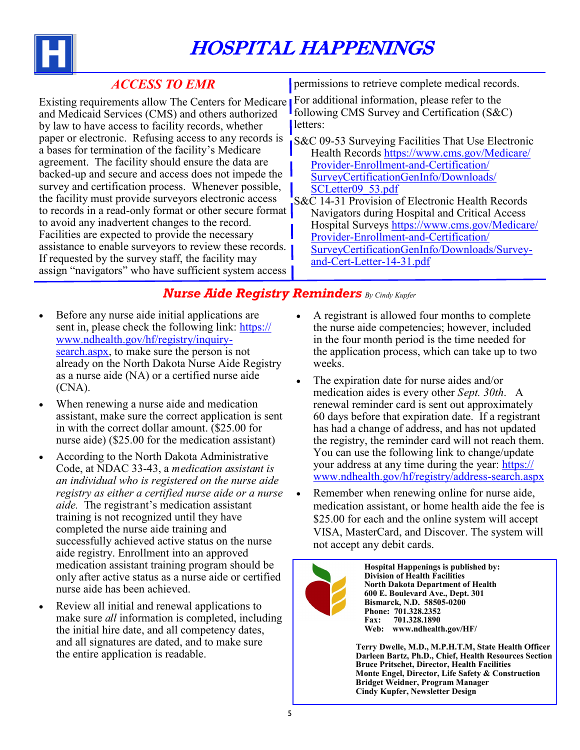# HOSPITAL HAPPENINGS

## ACCESS TO EMR

Existing requirements allow The Centers for Medicare and Medicaid Services (CMS) and others authorized by law to have access to facility records, whether paper or electronic. Refusing access to any records is a bases for termination of the facility's Medicare agreement. The facility should ensure the data are backed-up and secure and access does not impede the survey and certification process. Whenever possible, the facility must provide surveyors electronic access to records in a read-only format or other secure format to avoid any inadvertent changes to the record. Facilities are expected to provide the necessary assistance to enable surveyors to review these records. If requested by the survey staff, the facility may assign "navigators" who have sufficient system access permissions to retrieve complete medical records.

For additional information, please refer to the following CMS Survey and Certification (S&C) letters:

S&C 09-53 Surveying Facilities That Use Electronic Health Records https://www.cms.gov/Medicare/Provider-Enrollment-and-Certification/SurveyCertificationGenInfo/Downloads/SCLetter09_53.pdf

S&C 14-31 Provision of Electronic Health Records Navigators during Hospital and Critical Access Hospital Surveys https://www.cms.gov/Medicare/Provider-Enrollment-and-Certification/SurveyCertificationGenInfo/Downloads/Survey-and-Cert-Letter-14-31.pdf

## Nurse Aide Registry Reminders *By Cindy Kupfer*

- Before any nurse aide initial applications are sent in, please check the following link: https://www.ndhealth.gov/hf/registry/inquiry-search.aspx, to make sure the person is not already on the North Dakota Nurse Aide Registry as a nurse aide (NA) or a certified nurse aide (CNA).
- When renewing a nurse aide and medication assistant, make sure the correct application is sent in with the correct dollar amount. ($25.00 for nurse aide) ($25.00 for the medication assistant)
- According to the North Dakota Administrative Code, at NDAC 33-43, a *medication assistant is an individual who is registered on the nurse aide registry as either a certified nurse aide or a nurse aide.* The registrant's medication assistant training is not recognized until they have completed the nurse aide training and successfully achieved active status on the nurse aide registry. Enrollment into an approved medication assistant training program should be only after active status as a nurse aide or certified nurse aide has been achieved.
- Review all initial and renewal applications to make sure *all* information is completed, including the initial hire date, and all competency dates, and all signatures are dated, and to make sure the entire application is readable.
- A registrant is allowed four months to complete the nurse aide competencies; however, included in the four month period is the time needed for the application process, which can take up to two weeks.
- The expiration date for nurse aides and/or medication aides is every other *Sept. 30th*. A renewal reminder card is sent out approximately 60 days before that expiration date. If a registrant has had a change of address, and has not updated the registry, the reminder card will not reach them. You can use the following link to change/update your address at any time during the year: https://www.ndhealth.gov/hf/registry/address-search.aspx
- Remember when renewing online for nurse aide, medication assistant, or home health aide the fee is $25.00 for each and the online system will accept VISA, MasterCard, and Discover. The system will not accept any debit cards.

**Hospital Happenings is published by:**
**Division of Health Facilities**
**North Dakota Department of Health**
**600 E. Boulevard Ave., Dept. 301**
**Bismarck, N.D. 58505-0200**
**Phone: 701.328.2352**
**Fax: 701.328.1890**
**Web: www.ndhealth.gov/HF/**

**Terry Dwelle, M.D., M.P.H.T.M, State Health Officer**
**Darleen Bartz, Ph.D., Chief, Health Resources Section**
**Bruce Pritschet, Director, Health Facilities**
**Monte Engel, Director, Life Safety & Construction**
**Bridget Weidner, Program Manager**
**Cindy Kupfer, Newsletter Design**